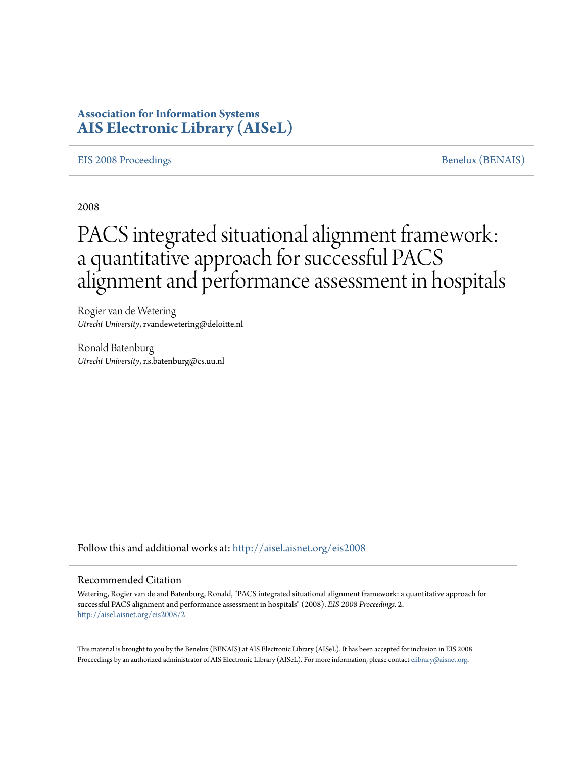**Association for Information Systems**
**AIS Electronic Library (AISeL)**

EIS 2008 Proceedings | Benelux (BENAIS)

2008

# PACS integrated situational alignment framework: a quantitative approach for successful PACS alignment and performance assessment in hospitals

Rogier van de Wetering
*Utrecht University*, rvandewetering@deloitte.nl

Ronald Batenburg
*Utrecht University*, r.s.batenburg@cs.uu.nl

Follow this and additional works at: http://aisel.aisnet.org/eis2008

## Recommended Citation

Wetering, Rogier van de and Batenburg, Ronald, "PACS integrated situational alignment framework: a quantitative approach for successful PACS alignment and performance assessment in hospitals" (2008). *EIS 2008 Proceedings*. 2.
http://aisel.aisnet.org/eis2008/2

This material is brought to you by the Benelux (BENAIS) at AIS Electronic Library (AISeL). It has been accepted for inclusion in EIS 2008 Proceedings by an authorized administrator of AIS Electronic Library (AISeL). For more information, please contact elibrary@aisnet.org.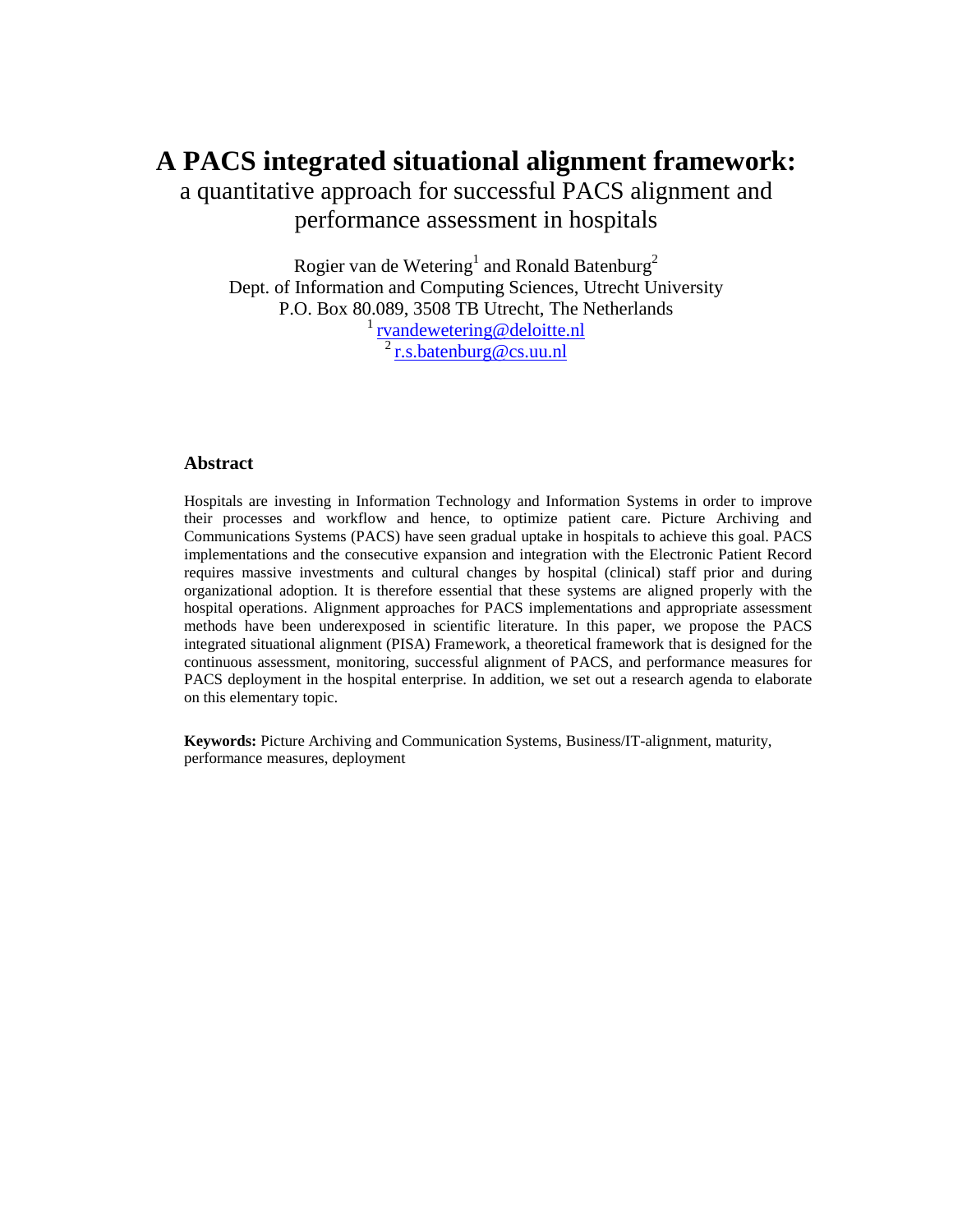# A PACS integrated situational alignment framework:

## a quantitative approach for successful PACS alignment and performance assessment in hospitals

Rogier van de Wetering[1] and Ronald Batenburg[2]
Dept. of Information and Computing Sciences, Utrecht University
P.O. Box 80.089, 3508 TB Utrecht, The Netherlands
[1] rvandewetering@deloitte.nl
[2] r.s.batenburg@cs.uu.nl

### Abstract

Hospitals are investing in Information Technology and Information Systems in order to improve their processes and workflow and hence, to optimize patient care. Picture Archiving and Communications Systems (PACS) have seen gradual uptake in hospitals to achieve this goal. PACS implementations and the consecutive expansion and integration with the Electronic Patient Record requires massive investments and cultural changes by hospital (clinical) staff prior and during organizational adoption. It is therefore essential that these systems are aligned properly with the hospital operations. Alignment approaches for PACS implementations and appropriate assessment methods have been underexposed in scientific literature. In this paper, we propose the PACS integrated situational alignment (PISA) Framework, a theoretical framework that is designed for the continuous assessment, monitoring, successful alignment of PACS, and performance measures for PACS deployment in the hospital enterprise. In addition, we set out a research agenda to elaborate on this elementary topic.

**Keywords:** Picture Archiving and Communication Systems, Business/IT-alignment, maturity, performance measures, deployment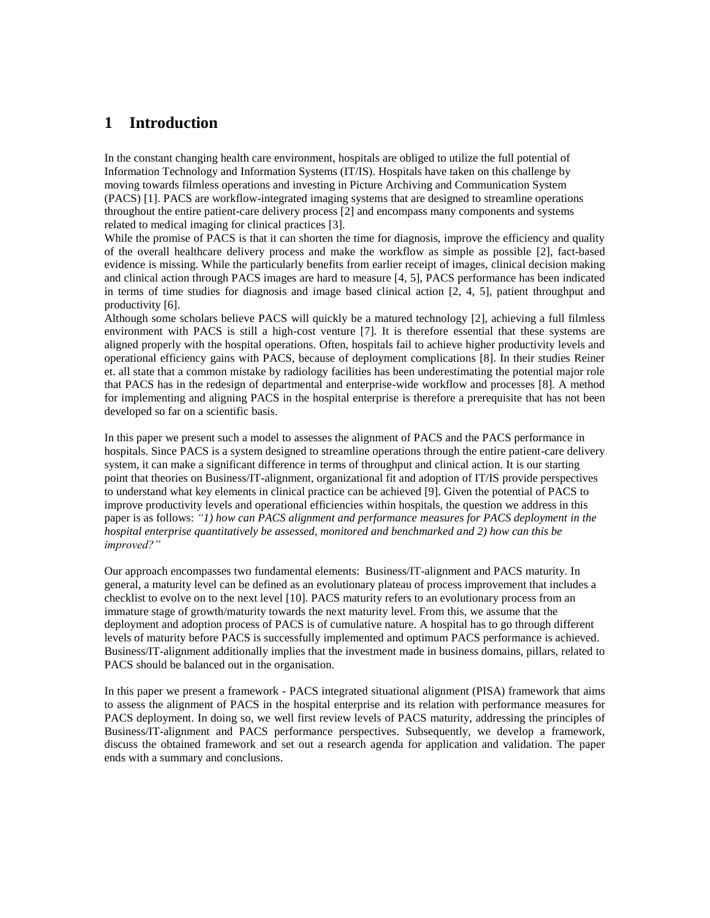# 1 Introduction

In the constant changing health care environment, hospitals are obliged to utilize the full potential of Information Technology and Information Systems (IT/IS). Hospitals have taken on this challenge by moving towards filmless operations and investing in Picture Archiving and Communication System (PACS) [1]. PACS are workflow-integrated imaging systems that are designed to streamline operations throughout the entire patient-care delivery process [2] and encompass many components and systems related to medical imaging for clinical practices [3].

While the promise of PACS is that it can shorten the time for diagnosis, improve the efficiency and quality of the overall healthcare delivery process and make the workflow as simple as possible [2], fact-based evidence is missing. While the particularly benefits from earlier receipt of images, clinical decision making and clinical action through PACS images are hard to measure [4, 5], PACS performance has been indicated in terms of time studies for diagnosis and image based clinical action [2, 4, 5], patient throughput and productivity [6].

Although some scholars believe PACS will quickly be a matured technology [2], achieving a full filmless environment with PACS is still a high-cost venture [7]. It is therefore essential that these systems are aligned properly with the hospital operations. Often, hospitals fail to achieve higher productivity levels and operational efficiency gains with PACS, because of deployment complications [8]. In their studies Reiner et. all state that a common mistake by radiology facilities has been underestimating the potential major role that PACS has in the redesign of departmental and enterprise-wide workflow and processes [8]. A method for implementing and aligning PACS in the hospital enterprise is therefore a prerequisite that has not been developed so far on a scientific basis.

In this paper we present such a model to assesses the alignment of PACS and the PACS performance in hospitals. Since PACS is a system designed to streamline operations through the entire patient-care delivery system, it can make a significant difference in terms of throughput and clinical action. It is our starting point that theories on Business/IT-alignment, organizational fit and adoption of IT/IS provide perspectives to understand what key elements in clinical practice can be achieved [9]. Given the potential of PACS to improve productivity levels and operational efficiencies within hospitals, the question we address in this paper is as follows: *"1) how can PACS alignment and performance measures for PACS deployment in the hospital enterprise quantitatively be assessed, monitored and benchmarked and 2) how can this be improved?"*

Our approach encompasses two fundamental elements: Business/IT-alignment and PACS maturity. In general, a maturity level can be defined as an evolutionary plateau of process improvement that includes a checklist to evolve on to the next level [10]. PACS maturity refers to an evolutionary process from an immature stage of growth/maturity towards the next maturity level. From this, we assume that the deployment and adoption process of PACS is of cumulative nature. A hospital has to go through different levels of maturity before PACS is successfully implemented and optimum PACS performance is achieved. Business/IT-alignment additionally implies that the investment made in business domains, pillars, related to PACS should be balanced out in the organisation.

In this paper we present a framework - PACS integrated situational alignment (PISA) framework that aims to assess the alignment of PACS in the hospital enterprise and its relation with performance measures for PACS deployment. In doing so, we well first review levels of PACS maturity, addressing the principles of Business/IT-alignment and PACS performance perspectives. Subsequently, we develop a framework, discuss the obtained framework and set out a research agenda for application and validation. The paper ends with a summary and conclusions.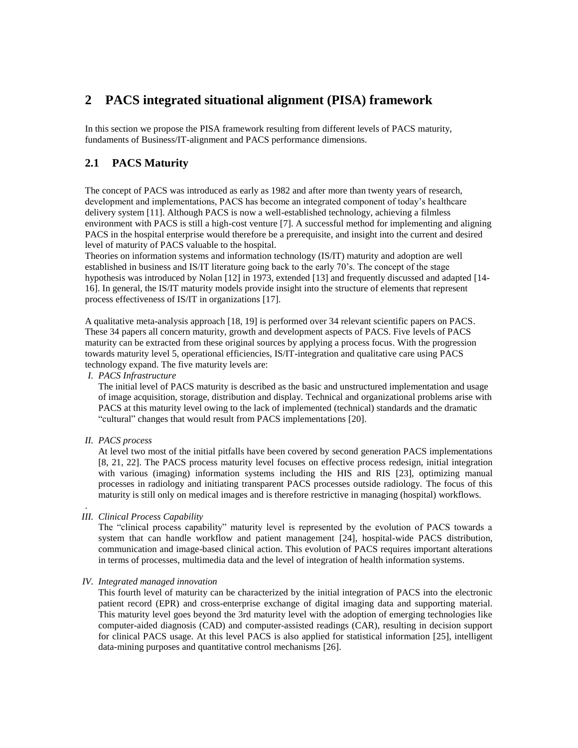# 2 PACS integrated situational alignment (PISA) framework

In this section we propose the PISA framework resulting from different levels of PACS maturity, fundaments of Business/IT-alignment and PACS performance dimensions.

## 2.1 PACS Maturity

The concept of PACS was introduced as early as 1982 and after more than twenty years of research, development and implementations, PACS has become an integrated component of today's healthcare delivery system [11]. Although PACS is now a well-established technology, achieving a filmless environment with PACS is still a high-cost venture [7]. A successful method for implementing and aligning PACS in the hospital enterprise would therefore be a prerequisite, and insight into the current and desired level of maturity of PACS valuable to the hospital.
Theories on information systems and information technology (IS/IT) maturity and adoption are well established in business and IS/IT literature going back to the early 70's. The concept of the stage hypothesis was introduced by Nolan [12] in 1973, extended [13] and frequently discussed and adapted [14-16]. In general, the IS/IT maturity models provide insight into the structure of elements that represent process effectiveness of IS/IT in organizations [17].

A qualitative meta-analysis approach [18, 19] is performed over 34 relevant scientific papers on PACS. These 34 papers all concern maturity, growth and development aspects of PACS. Five levels of PACS maturity can be extracted from these original sources by applying a process focus. With the progression towards maturity level 5, operational efficiencies, IS/IT-integration and qualitative care using PACS technology expand. The five maturity levels are:

*I. PACS Infrastructure*

The initial level of PACS maturity is described as the basic and unstructured implementation and usage of image acquisition, storage, distribution and display. Technical and organizational problems arise with PACS at this maturity level owing to the lack of implemented (technical) standards and the dramatic "cultural" changes that would result from PACS implementations [20].

*II. PACS process*

At level two most of the initial pitfalls have been covered by second generation PACS implementations [8, 21, 22]. The PACS process maturity level focuses on effective process redesign, initial integration with various (imaging) information systems including the HIS and RIS [23], optimizing manual processes in radiology and initiating transparent PACS processes outside radiology. The focus of this maturity is still only on medical images and is therefore restrictive in managing (hospital) workflows.

.

*III. Clinical Process Capability*

The "clinical process capability" maturity level is represented by the evolution of PACS towards a system that can handle workflow and patient management [24], hospital-wide PACS distribution, communication and image-based clinical action. This evolution of PACS requires important alterations in terms of processes, multimedia data and the level of integration of health information systems.

*IV. Integrated managed innovation*

This fourth level of maturity can be characterized by the initial integration of PACS into the electronic patient record (EPR) and cross-enterprise exchange of digital imaging data and supporting material. This maturity level goes beyond the 3rd maturity level with the adoption of emerging technologies like computer-aided diagnosis (CAD) and computer-assisted readings (CAR), resulting in decision support for clinical PACS usage. At this level PACS is also applied for statistical information [25], intelligent data-mining purposes and quantitative control mechanisms [26].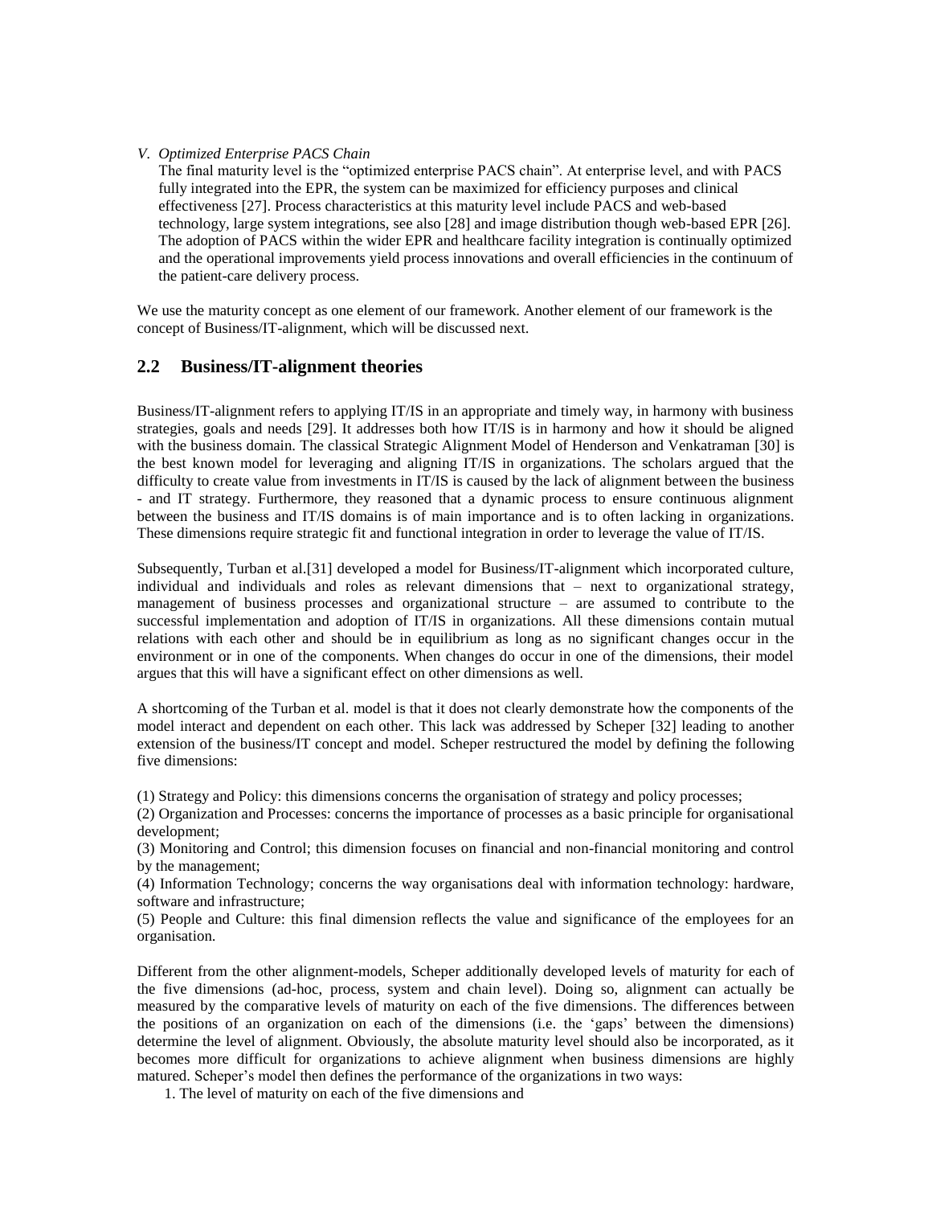*V. Optimized Enterprise PACS Chain*

The final maturity level is the "optimized enterprise PACS chain". At enterprise level, and with PACS fully integrated into the EPR, the system can be maximized for efficiency purposes and clinical effectiveness [27]. Process characteristics at this maturity level include PACS and web-based technology, large system integrations, see also [28] and image distribution though web-based EPR [26]. The adoption of PACS within the wider EPR and healthcare facility integration is continually optimized and the operational improvements yield process innovations and overall efficiencies in the continuum of the patient-care delivery process.

We use the maturity concept as one element of our framework. Another element of our framework is the concept of Business/IT-alignment, which will be discussed next.

## 2.2 Business/IT-alignment theories

Business/IT-alignment refers to applying IT/IS in an appropriate and timely way, in harmony with business strategies, goals and needs [29]. It addresses both how IT/IS is in harmony and how it should be aligned with the business domain. The classical Strategic Alignment Model of Henderson and Venkatraman [30] is the best known model for leveraging and aligning IT/IS in organizations. The scholars argued that the difficulty to create value from investments in IT/IS is caused by the lack of alignment between the business - and IT strategy. Furthermore, they reasoned that a dynamic process to ensure continuous alignment between the business and IT/IS domains is of main importance and is to often lacking in organizations. These dimensions require strategic fit and functional integration in order to leverage the value of IT/IS.

Subsequently, Turban et al.[31] developed a model for Business/IT-alignment which incorporated culture, individual and individuals and roles as relevant dimensions that – next to organizational strategy, management of business processes and organizational structure – are assumed to contribute to the successful implementation and adoption of IT/IS in organizations. All these dimensions contain mutual relations with each other and should be in equilibrium as long as no significant changes occur in the environment or in one of the components. When changes do occur in one of the dimensions, their model argues that this will have a significant effect on other dimensions as well.

A shortcoming of the Turban et al. model is that it does not clearly demonstrate how the components of the model interact and dependent on each other. This lack was addressed by Scheper [32] leading to another extension of the business/IT concept and model. Scheper restructured the model by defining the following five dimensions:

(1) Strategy and Policy: this dimensions concerns the organisation of strategy and policy processes;
(2) Organization and Processes: concerns the importance of processes as a basic principle for organisational development;
(3) Monitoring and Control; this dimension focuses on financial and non-financial monitoring and control by the management;
(4) Information Technology; concerns the way organisations deal with information technology: hardware, software and infrastructure;
(5) People and Culture: this final dimension reflects the value and significance of the employees for an organisation.

Different from the other alignment-models, Scheper additionally developed levels of maturity for each of the five dimensions (ad-hoc, process, system and chain level). Doing so, alignment can actually be measured by the comparative levels of maturity on each of the five dimensions. The differences between the positions of an organization on each of the dimensions (i.e. the 'gaps' between the dimensions) determine the level of alignment. Obviously, the absolute maturity level should also be incorporated, as it becomes more difficult for organizations to achieve alignment when business dimensions are highly matured. Scheper's model then defines the performance of the organizations in two ways:

1. The level of maturity on each of the five dimensions and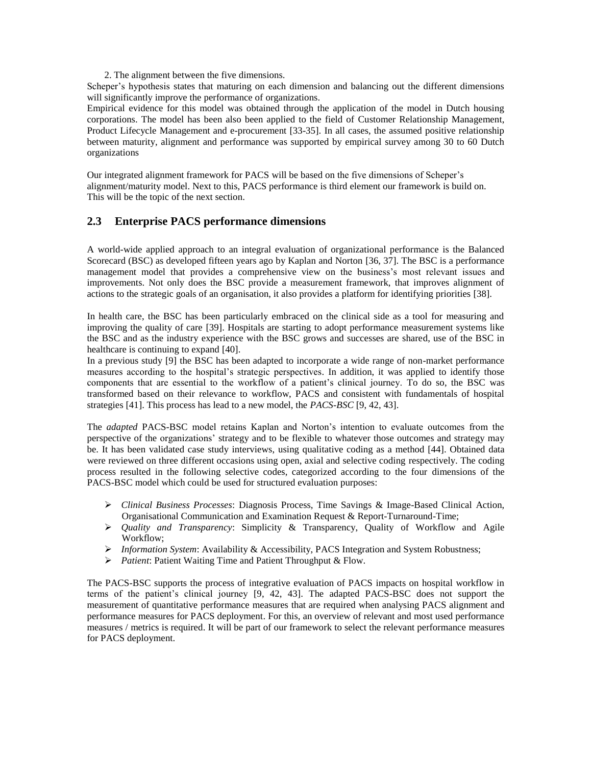2. The alignment between the five dimensions.

Scheper's hypothesis states that maturing on each dimension and balancing out the different dimensions will significantly improve the performance of organizations.

Empirical evidence for this model was obtained through the application of the model in Dutch housing corporations. The model has been also been applied to the field of Customer Relationship Management, Product Lifecycle Management and e-procurement [33-35]. In all cases, the assumed positive relationship between maturity, alignment and performance was supported by empirical survey among 30 to 60 Dutch organizations

Our integrated alignment framework for PACS will be based on the five dimensions of Scheper's alignment/maturity model. Next to this, PACS performance is third element our framework is build on. This will be the topic of the next section.

## 2.3 Enterprise PACS performance dimensions

A world-wide applied approach to an integral evaluation of organizational performance is the Balanced Scorecard (BSC) as developed fifteen years ago by Kaplan and Norton [36, 37]. The BSC is a performance management model that provides a comprehensive view on the business's most relevant issues and improvements. Not only does the BSC provide a measurement framework, that improves alignment of actions to the strategic goals of an organisation, it also provides a platform for identifying priorities [38].

In health care, the BSC has been particularly embraced on the clinical side as a tool for measuring and improving the quality of care [39]. Hospitals are starting to adopt performance measurement systems like the BSC and as the industry experience with the BSC grows and successes are shared, use of the BSC in healthcare is continuing to expand [40].

In a previous study [9] the BSC has been adapted to incorporate a wide range of non-market performance measures according to the hospital's strategic perspectives. In addition, it was applied to identify those components that are essential to the workflow of a patient's clinical journey. To do so, the BSC was transformed based on their relevance to workflow, PACS and consistent with fundamentals of hospital strategies [41]. This process has lead to a new model, the *PACS-BSC* [9, 42, 43].

The *adapted* PACS-BSC model retains Kaplan and Norton's intention to evaluate outcomes from the perspective of the organizations' strategy and to be flexible to whatever those outcomes and strategy may be. It has been validated case study interviews, using qualitative coding as a method [44]. Obtained data were reviewed on three different occasions using open, axial and selective coding respectively. The coding process resulted in the following selective codes, categorized according to the four dimensions of the PACS-BSC model which could be used for structured evaluation purposes:

- *Clinical Business Processes*: Diagnosis Process, Time Savings & Image-Based Clinical Action, Organisational Communication and Examination Request & Report-Turnaround-Time;
- *Quality and Transparency*: Simplicity & Transparency, Quality of Workflow and Agile Workflow;
- *Information System*: Availability & Accessibility, PACS Integration and System Robustness;
- *Patient*: Patient Waiting Time and Patient Throughput & Flow.

The PACS-BSC supports the process of integrative evaluation of PACS impacts on hospital workflow in terms of the patient's clinical journey [9, 42, 43]. The adapted PACS-BSC does not support the measurement of quantitative performance measures that are required when analysing PACS alignment and performance measures for PACS deployment. For this, an overview of relevant and most used performance measures / metrics is required. It will be part of our framework to select the relevant performance measures for PACS deployment.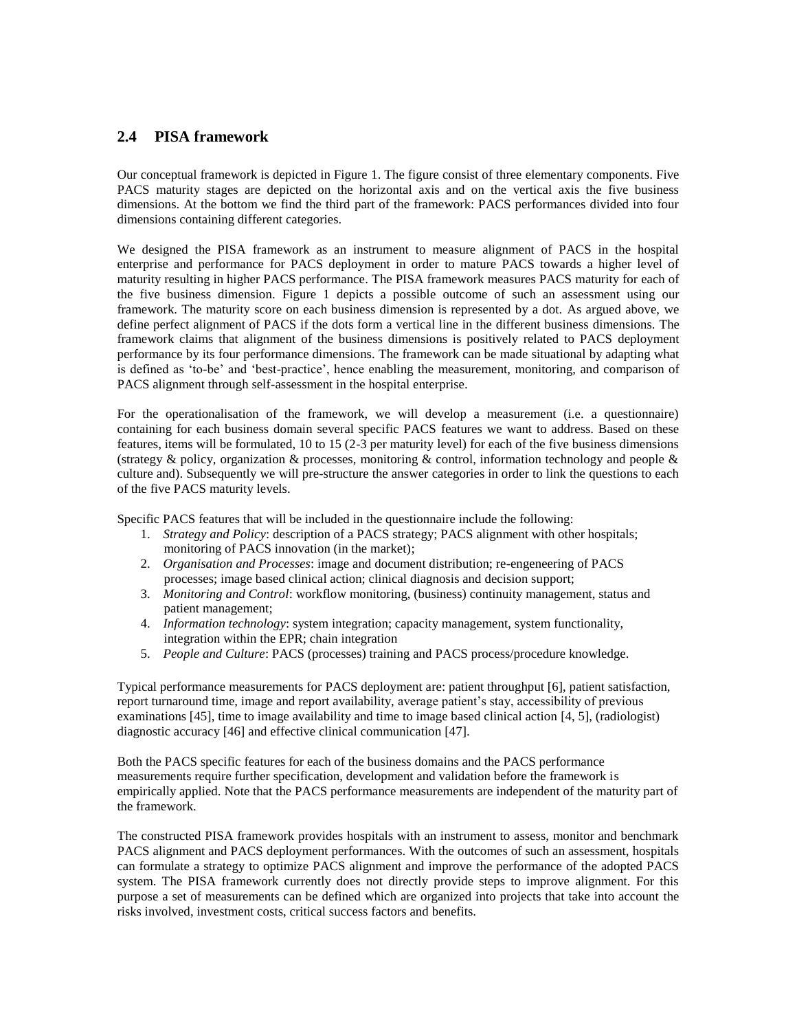## 2.4 PISA framework

Our conceptual framework is depicted in Figure 1. The figure consist of three elementary components. Five PACS maturity stages are depicted on the horizontal axis and on the vertical axis the five business dimensions. At the bottom we find the third part of the framework: PACS performances divided into four dimensions containing different categories.

We designed the PISA framework as an instrument to measure alignment of PACS in the hospital enterprise and performance for PACS deployment in order to mature PACS towards a higher level of maturity resulting in higher PACS performance. The PISA framework measures PACS maturity for each of the five business dimension. Figure 1 depicts a possible outcome of such an assessment using our framework. The maturity score on each business dimension is represented by a dot. As argued above, we define perfect alignment of PACS if the dots form a vertical line in the different business dimensions. The framework claims that alignment of the business dimensions is positively related to PACS deployment performance by its four performance dimensions. The framework can be made situational by adapting what is defined as 'to-be' and 'best-practice', hence enabling the measurement, monitoring, and comparison of PACS alignment through self-assessment in the hospital enterprise.

For the operationalisation of the framework, we will develop a measurement (i.e. a questionnaire) containing for each business domain several specific PACS features we want to address. Based on these features, items will be formulated, 10 to 15 (2-3 per maturity level) for each of the five business dimensions (strategy & policy, organization & processes, monitoring & control, information technology and people & culture and). Subsequently we will pre-structure the answer categories in order to link the questions to each of the five PACS maturity levels.

Specific PACS features that will be included in the questionnaire include the following:

1. *Strategy and Policy*: description of a PACS strategy; PACS alignment with other hospitals; monitoring of PACS innovation (in the market);
2. *Organisation and Processes*: image and document distribution; re-engeneering of PACS processes; image based clinical action; clinical diagnosis and decision support;
3. *Monitoring and Control*: workflow monitoring, (business) continuity management, status and patient management;
4. *Information technology*: system integration; capacity management, system functionality, integration within the EPR; chain integration
5. *People and Culture*: PACS (processes) training and PACS process/procedure knowledge.

Typical performance measurements for PACS deployment are: patient throughput [6], patient satisfaction, report turnaround time, image and report availability, average patient's stay, accessibility of previous examinations [45], time to image availability and time to image based clinical action [4, 5], (radiologist) diagnostic accuracy [46] and effective clinical communication [47].

Both the PACS specific features for each of the business domains and the PACS performance measurements require further specification, development and validation before the framework is empirically applied. Note that the PACS performance measurements are independent of the maturity part of the framework.

The constructed PISA framework provides hospitals with an instrument to assess, monitor and benchmark PACS alignment and PACS deployment performances. With the outcomes of such an assessment, hospitals can formulate a strategy to optimize PACS alignment and improve the performance of the adopted PACS system. The PISA framework currently does not directly provide steps to improve alignment. For this purpose a set of measurements can be defined which are organized into projects that take into account the risks involved, investment costs, critical success factors and benefits.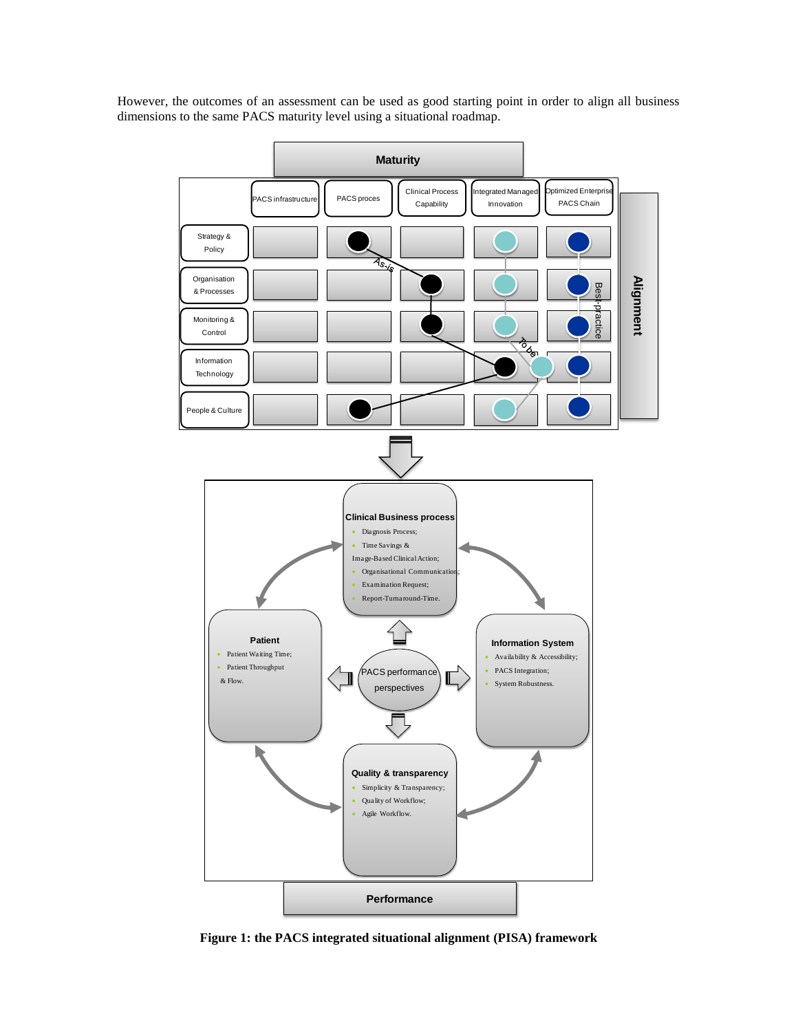However, the outcomes of an assessment can be used as good starting point in order to align all business dimensions to the same PACS maturity level using a situational roadmap.

**Figure 1: the PACS integrated situational alignment (PISA) framework**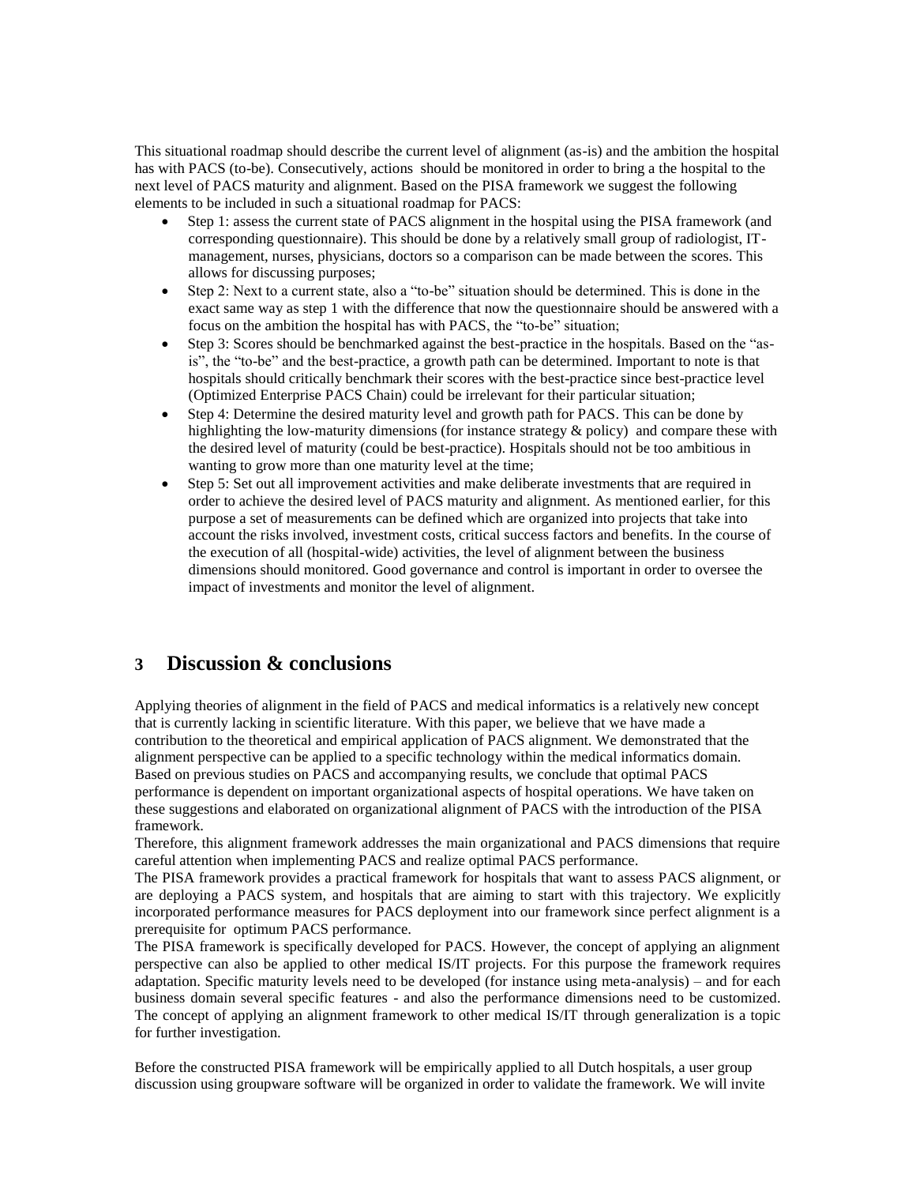This situational roadmap should describe the current level of alignment (as-is) and the ambition the hospital has with PACS (to-be). Consecutively, actions should be monitored in order to bring a the hospital to the next level of PACS maturity and alignment. Based on the PISA framework we suggest the following elements to be included in such a situational roadmap for PACS:

- Step 1: assess the current state of PACS alignment in the hospital using the PISA framework (and corresponding questionnaire). This should be done by a relatively small group of radiologist, IT-management, nurses, physicians, doctors so a comparison can be made between the scores. This allows for discussing purposes;
- Step 2: Next to a current state, also a "to-be" situation should be determined. This is done in the exact same way as step 1 with the difference that now the questionnaire should be answered with a focus on the ambition the hospital has with PACS, the "to-be" situation;
- Step 3: Scores should be benchmarked against the best-practice in the hospitals. Based on the "as-is", the "to-be" and the best-practice, a growth path can be determined. Important to note is that hospitals should critically benchmark their scores with the best-practice since best-practice level (Optimized Enterprise PACS Chain) could be irrelevant for their particular situation;
- Step 4: Determine the desired maturity level and growth path for PACS. This can be done by highlighting the low-maturity dimensions (for instance strategy & policy) and compare these with the desired level of maturity (could be best-practice). Hospitals should not be too ambitious in wanting to grow more than one maturity level at the time;
- Step 5: Set out all improvement activities and make deliberate investments that are required in order to achieve the desired level of PACS maturity and alignment. As mentioned earlier, for this purpose a set of measurements can be defined which are organized into projects that take into account the risks involved, investment costs, critical success factors and benefits. In the course of the execution of all (hospital-wide) activities, the level of alignment between the business dimensions should monitored. Good governance and control is important in order to oversee the impact of investments and monitor the level of alignment.

# 3 Discussion & conclusions

Applying theories of alignment in the field of PACS and medical informatics is a relatively new concept that is currently lacking in scientific literature. With this paper, we believe that we have made a contribution to the theoretical and empirical application of PACS alignment. We demonstrated that the alignment perspective can be applied to a specific technology within the medical informatics domain. Based on previous studies on PACS and accompanying results, we conclude that optimal PACS performance is dependent on important organizational aspects of hospital operations. We have taken on these suggestions and elaborated on organizational alignment of PACS with the introduction of the PISA framework.

Therefore, this alignment framework addresses the main organizational and PACS dimensions that require careful attention when implementing PACS and realize optimal PACS performance.

The PISA framework provides a practical framework for hospitals that want to assess PACS alignment, or are deploying a PACS system, and hospitals that are aiming to start with this trajectory. We explicitly incorporated performance measures for PACS deployment into our framework since perfect alignment is a prerequisite for optimum PACS performance.

The PISA framework is specifically developed for PACS. However, the concept of applying an alignment perspective can also be applied to other medical IS/IT projects. For this purpose the framework requires adaptation. Specific maturity levels need to be developed (for instance using meta-analysis) – and for each business domain several specific features - and also the performance dimensions need to be customized. The concept of applying an alignment framework to other medical IS/IT through generalization is a topic for further investigation.

Before the constructed PISA framework will be empirically applied to all Dutch hospitals, a user group discussion using groupware software will be organized in order to validate the framework. We will invite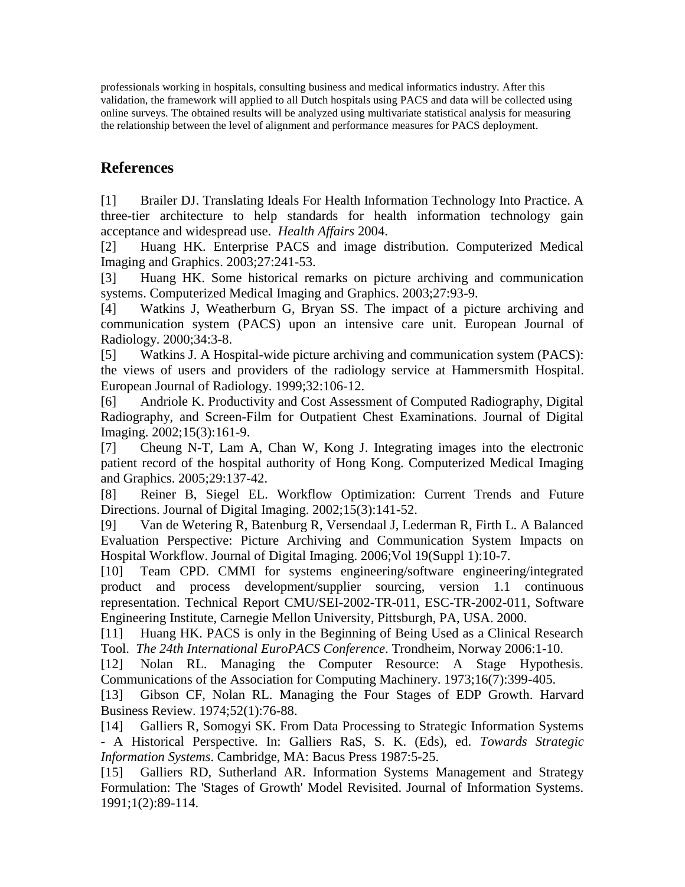professionals working in hospitals, consulting business and medical informatics industry. After this validation, the framework will applied to all Dutch hospitals using PACS and data will be collected using online surveys. The obtained results will be analyzed using multivariate statistical analysis for measuring the relationship between the level of alignment and performance measures for PACS deployment.

## References

[1] Brailer DJ. Translating Ideals For Health Information Technology Into Practice. A three-tier architecture to help standards for health information technology gain acceptance and widespread use. *Health Affairs* 2004.

[2] Huang HK. Enterprise PACS and image distribution. Computerized Medical Imaging and Graphics. 2003;27:241-53.

[3] Huang HK. Some historical remarks on picture archiving and communication systems. Computerized Medical Imaging and Graphics. 2003;27:93-9.

[4] Watkins J, Weatherburn G, Bryan SS. The impact of a picture archiving and communication system (PACS) upon an intensive care unit. European Journal of Radiology. 2000;34:3-8.

[5] Watkins J. A Hospital-wide picture archiving and communication system (PACS): the views of users and providers of the radiology service at Hammersmith Hospital. European Journal of Radiology. 1999;32:106-12.

[6] Andriole K. Productivity and Cost Assessment of Computed Radiography, Digital Radiography, and Screen-Film for Outpatient Chest Examinations. Journal of Digital Imaging. 2002;15(3):161-9.

[7] Cheung N-T, Lam A, Chan W, Kong J. Integrating images into the electronic patient record of the hospital authority of Hong Kong. Computerized Medical Imaging and Graphics. 2005;29:137-42.

[8] Reiner B, Siegel EL. Workflow Optimization: Current Trends and Future Directions. Journal of Digital Imaging. 2002;15(3):141-52.

[9] Van de Wetering R, Batenburg R, Versendaal J, Lederman R, Firth L. A Balanced Evaluation Perspective: Picture Archiving and Communication System Impacts on Hospital Workflow. Journal of Digital Imaging. 2006;Vol 19(Suppl 1):10-7.

[10] Team CPD. CMMI for systems engineering/software engineering/integrated product and process development/supplier sourcing, version 1.1 continuous representation. Technical Report CMU/SEI-2002-TR-011, ESC-TR-2002-011, Software Engineering Institute, Carnegie Mellon University, Pittsburgh, PA, USA. 2000.

[11] Huang HK. PACS is only in the Beginning of Being Used as a Clinical Research Tool. *The 24th International EuroPACS Conference*. Trondheim, Norway 2006:1-10.

[12] Nolan RL. Managing the Computer Resource: A Stage Hypothesis. Communications of the Association for Computing Machinery. 1973;16(7):399-405.

[13] Gibson CF, Nolan RL. Managing the Four Stages of EDP Growth. Harvard Business Review. 1974;52(1):76-88.

[14] Galliers R, Somogyi SK. From Data Processing to Strategic Information Systems - A Historical Perspective. In: Galliers RaS, S. K. (Eds), ed. *Towards Strategic Information Systems*. Cambridge, MA: Bacus Press 1987:5-25.

[15] Galliers RD, Sutherland AR. Information Systems Management and Strategy Formulation: The 'Stages of Growth' Model Revisited. Journal of Information Systems. 1991;1(2):89-114.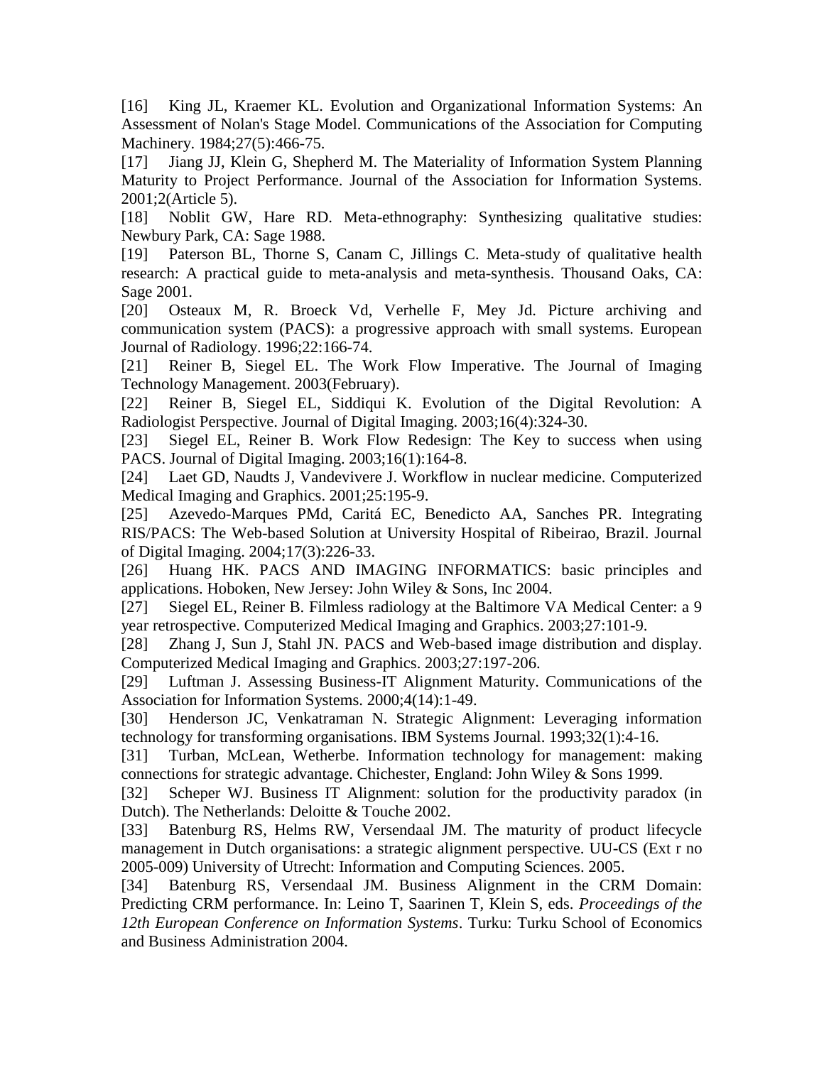[16] King JL, Kraemer KL. Evolution and Organizational Information Systems: An Assessment of Nolan's Stage Model. Communications of the Association for Computing Machinery. 1984;27(5):466-75.

[17] Jiang JJ, Klein G, Shepherd M. The Materiality of Information System Planning Maturity to Project Performance. Journal of the Association for Information Systems. 2001;2(Article 5).

[18] Noblit GW, Hare RD. Meta-ethnography: Synthesizing qualitative studies: Newbury Park, CA: Sage 1988.

[19] Paterson BL, Thorne S, Canam C, Jillings C. Meta-study of qualitative health research: A practical guide to meta-analysis and meta-synthesis. Thousand Oaks, CA: Sage 2001.

[20] Osteaux M, R. Broeck Vd, Verhelle F, Mey Jd. Picture archiving and communication system (PACS): a progressive approach with small systems. European Journal of Radiology. 1996;22:166-74.

[21] Reiner B, Siegel EL. The Work Flow Imperative. The Journal of Imaging Technology Management. 2003(February).

[22] Reiner B, Siegel EL, Siddiqui K. Evolution of the Digital Revolution: A Radiologist Perspective. Journal of Digital Imaging. 2003;16(4):324-30.

[23] Siegel EL, Reiner B. Work Flow Redesign: The Key to success when using PACS. Journal of Digital Imaging. 2003;16(1):164-8.

[24] Laet GD, Naudts J, Vandevivere J. Workflow in nuclear medicine. Computerized Medical Imaging and Graphics. 2001;25:195-9.

[25] Azevedo-Marques PMd, Caritá EC, Benedicto AA, Sanches PR. Integrating RIS/PACS: The Web-based Solution at University Hospital of Ribeirao, Brazil. Journal of Digital Imaging. 2004;17(3):226-33.

[26] Huang HK. PACS AND IMAGING INFORMATICS: basic principles and applications. Hoboken, New Jersey: John Wiley & Sons, Inc 2004.

[27] Siegel EL, Reiner B. Filmless radiology at the Baltimore VA Medical Center: a 9 year retrospective. Computerized Medical Imaging and Graphics. 2003;27:101-9.

[28] Zhang J, Sun J, Stahl JN. PACS and Web-based image distribution and display. Computerized Medical Imaging and Graphics. 2003;27:197-206.

[29] Luftman J. Assessing Business-IT Alignment Maturity. Communications of the Association for Information Systems. 2000;4(14):1-49.

[30] Henderson JC, Venkatraman N. Strategic Alignment: Leveraging information technology for transforming organisations. IBM Systems Journal. 1993;32(1):4-16.

[31] Turban, McLean, Wetherbe. Information technology for management: making connections for strategic advantage. Chichester, England: John Wiley & Sons 1999.

[32] Scheper WJ. Business IT Alignment: solution for the productivity paradox (in Dutch). The Netherlands: Deloitte & Touche 2002.

[33] Batenburg RS, Helms RW, Versendaal JM. The maturity of product lifecycle management in Dutch organisations: a strategic alignment perspective. UU-CS (Ext r no 2005-009) University of Utrecht: Information and Computing Sciences. 2005.

[34] Batenburg RS, Versendaal JM. Business Alignment in the CRM Domain: Predicting CRM performance. In: Leino T, Saarinen T, Klein S, eds. *Proceedings of the 12th European Conference on Information Systems*. Turku: Turku School of Economics and Business Administration 2004.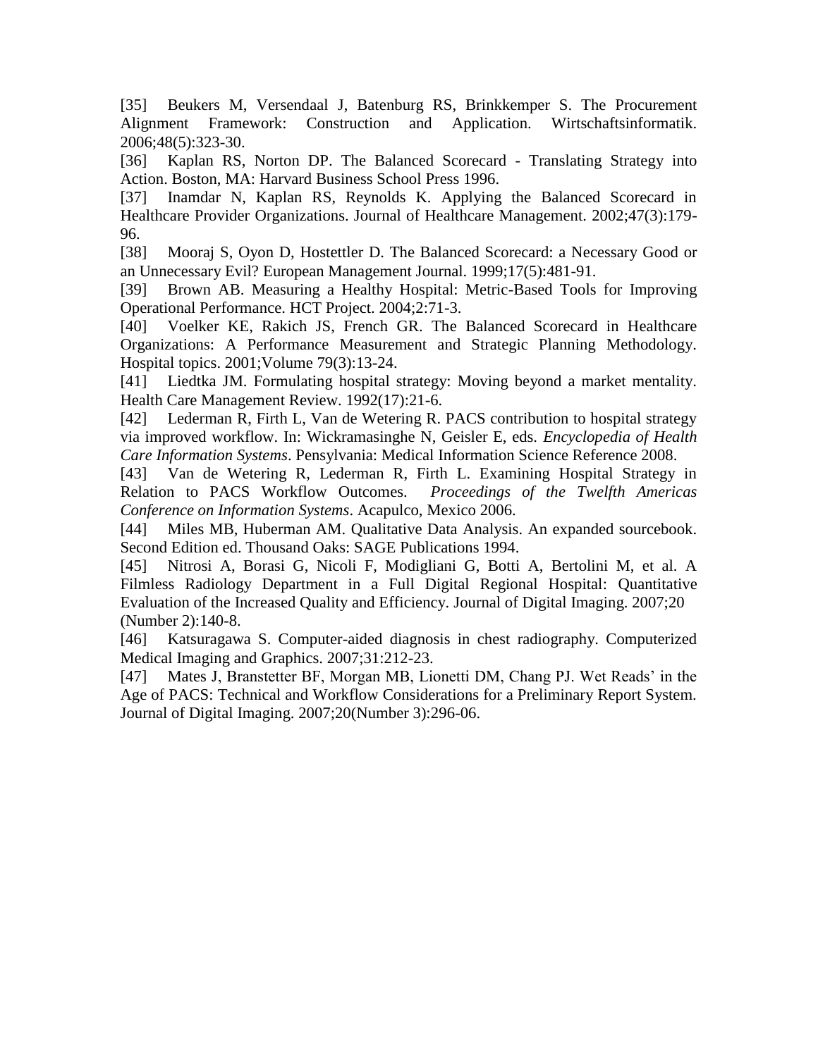[35] Beukers M, Versendaal J, Batenburg RS, Brinkkemper S. The Procurement Alignment Framework: Construction and Application. Wirtschaftsinformatik. 2006;48(5):323-30.

[36] Kaplan RS, Norton DP. The Balanced Scorecard - Translating Strategy into Action. Boston, MA: Harvard Business School Press 1996.

[37] Inamdar N, Kaplan RS, Reynolds K. Applying the Balanced Scorecard in Healthcare Provider Organizations. Journal of Healthcare Management. 2002;47(3):179-96.

[38] Mooraj S, Oyon D, Hostettler D. The Balanced Scorecard: a Necessary Good or an Unnecessary Evil? European Management Journal. 1999;17(5):481-91.

[39] Brown AB. Measuring a Healthy Hospital: Metric-Based Tools for Improving Operational Performance. HCT Project. 2004;2:71-3.

[40] Voelker KE, Rakich JS, French GR. The Balanced Scorecard in Healthcare Organizations: A Performance Measurement and Strategic Planning Methodology. Hospital topics. 2001;Volume 79(3):13-24.

[41] Liedtka JM. Formulating hospital strategy: Moving beyond a market mentality. Health Care Management Review. 1992(17):21-6.

[42] Lederman R, Firth L, Van de Wetering R. PACS contribution to hospital strategy via improved workflow. In: Wickramasinghe N, Geisler E, eds. *Encyclopedia of Health Care Information Systems*. Pensylvania: Medical Information Science Reference 2008.

[43] Van de Wetering R, Lederman R, Firth L. Examining Hospital Strategy in Relation to PACS Workflow Outcomes. *Proceedings of the Twelfth Americas Conference on Information Systems*. Acapulco, Mexico 2006.

[44] Miles MB, Huberman AM. Qualitative Data Analysis. An expanded sourcebook. Second Edition ed. Thousand Oaks: SAGE Publications 1994.

[45] Nitrosi A, Borasi G, Nicoli F, Modigliani G, Botti A, Bertolini M, et al. A Filmless Radiology Department in a Full Digital Regional Hospital: Quantitative Evaluation of the Increased Quality and Efficiency. Journal of Digital Imaging. 2007;20 (Number 2):140-8.

[46] Katsuragawa S. Computer-aided diagnosis in chest radiography. Computerized Medical Imaging and Graphics. 2007;31:212-23.

[47] Mates J, Branstetter BF, Morgan MB, Lionetti DM, Chang PJ. Wet Reads' in the Age of PACS: Technical and Workflow Considerations for a Preliminary Report System. Journal of Digital Imaging. 2007;20(Number 3):296-06.